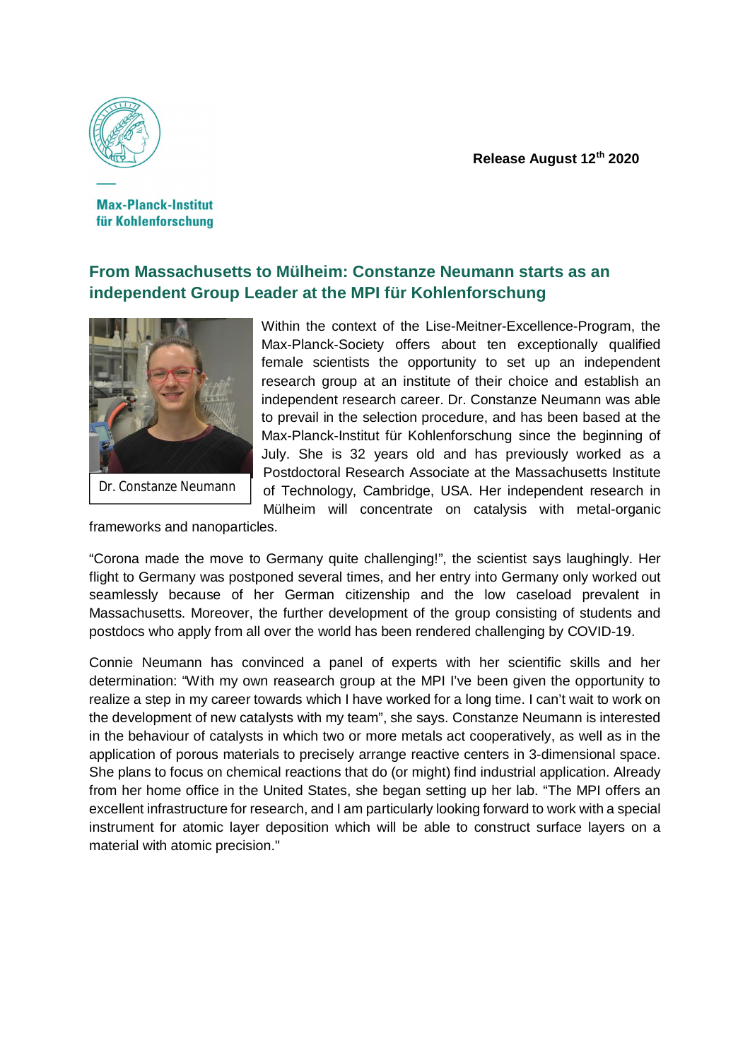Max-Planck-Institut für Kohlenforschung

**Release August 12th 2020**

## From Massachusetts to Mülheim: Constanze Neumann starts as an independent Group Leader at the MPI für Kohlenforschung

Dr. Constanze Neumann

Within the context of the Lise-Meitner-Excellence-Program, the Max-Planck-Society offers about ten exceptionally qualified female scientists the opportunity to set up an independent research group at an institute of their choice and establish an independent research career. Dr. Constanze Neumann was able to prevail in the selection procedure, and has been based at the Max-Planck-Institut für Kohlenforschung since the beginning of July. She is 32 years old and has previously worked as a Postdoctoral Research Associate at the Massachusetts Institute of Technology, Cambridge, USA. Her independent research in Mülheim will concentrate on catalysis with metal-organic frameworks and nanoparticles.

"Corona made the move to Germany quite challenging!", the scientist says laughingly. Her flight to Germany was postponed several times, and her entry into Germany only worked out seamlessly because of her German citizenship and the low caseload prevalent in Massachusetts. Moreover, the further development of the group consisting of students and postdocs who apply from all over the world has been rendered challenging by COVID-19.

Connie Neumann has convinced a panel of experts with her scientific skills and her determination: "With my own reasearch group at the MPI I've been given the opportunity to realize a step in my career towards which I have worked for a long time. I can't wait to work on the development of new catalysts with my team", she says. Constanze Neumann is interested in the behaviour of catalysts in which two or more metals act cooperatively, as well as in the application of porous materials to precisely arrange reactive centers in 3-dimensional space. She plans to focus on chemical reactions that do (or might) find industrial application. Already from her home office in the United States, she began setting up her lab. "The MPI offers an excellent infrastructure for research, and I am particularly looking forward to work with a special instrument for atomic layer deposition which will be able to construct surface layers on a material with atomic precision."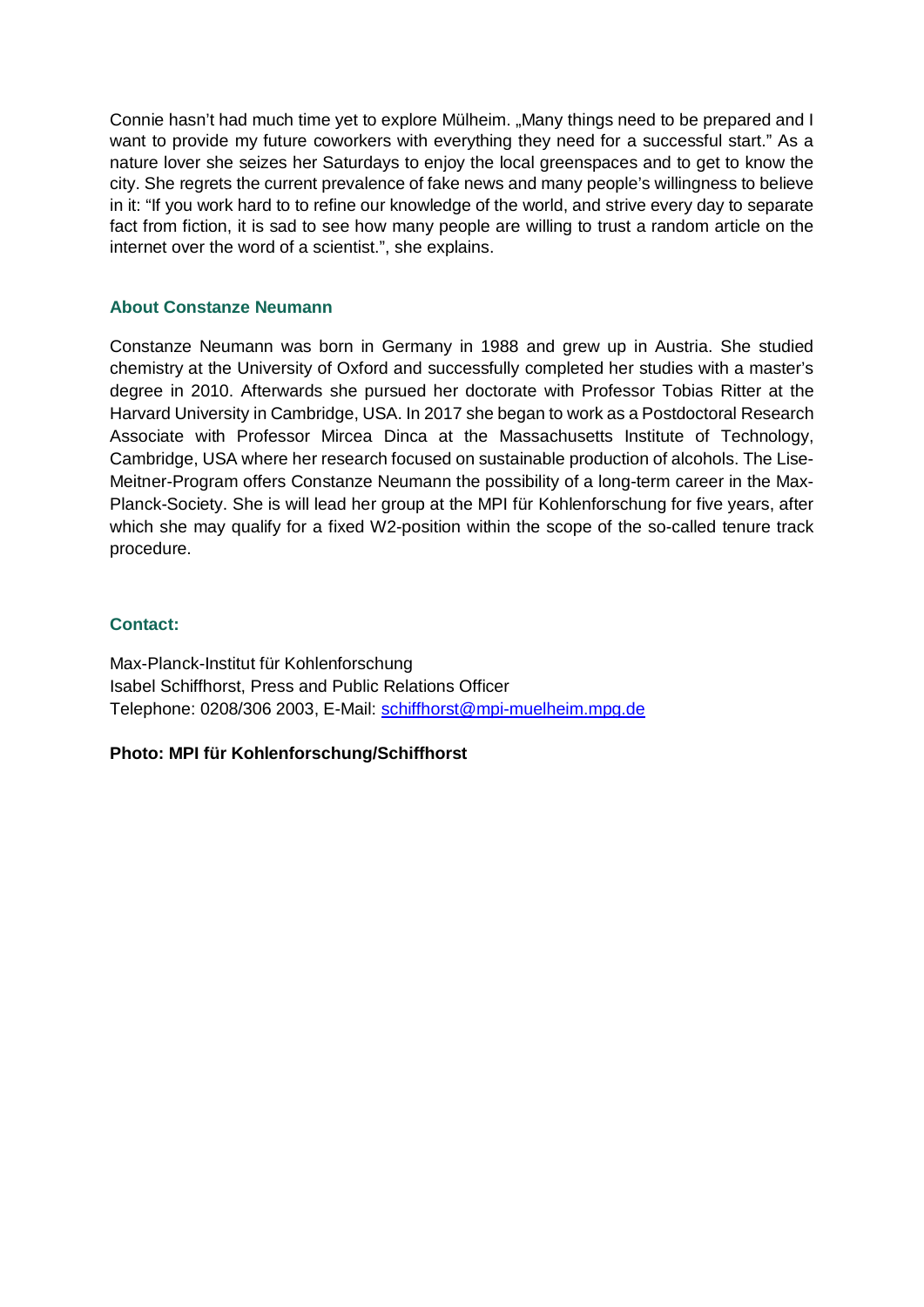Connie hasn't had much time yet to explore Mülheim. „Many things need to be prepared and I want to provide my future coworkers with everything they need for a successful start." As a nature lover she seizes her Saturdays to enjoy the local greenspaces and to get to know the city. She regrets the current prevalence of fake news and many people's willingness to believe in it: "If you work hard to to refine our knowledge of the world, and strive every day to separate fact from fiction, it is sad to see how many people are willing to trust a random article on the internet over the word of a scientist.", she explains.

### About Constanze Neumann

Constanze Neumann was born in Germany in 1988 and grew up in Austria. She studied chemistry at the University of Oxford and successfully completed her studies with a master's degree in 2010. Afterwards she pursued her doctorate with Professor Tobias Ritter at the Harvard University in Cambridge, USA. In 2017 she began to work as a Postdoctoral Research Associate with Professor Mircea Dinca at the Massachusetts Institute of Technology, Cambridge, USA where her research focused on sustainable production of alcohols. The Lise-Meitner-Program offers Constanze Neumann the possibility of a long-term career in the Max-Planck-Society. She is will lead her group at the MPI für Kohlenforschung for five years, after which she may qualify for a fixed W2-position within the scope of the so-called tenure track procedure.

### Contact:

Max-Planck-Institut für Kohlenforschung
Isabel Schiffhorst, Press and Public Relations Officer
Telephone: 0208/306 2003, E-Mail: schiffhorst@mpi-muelheim.mpg.de

**Photo: MPI für Kohlenforschung/Schiffhorst**